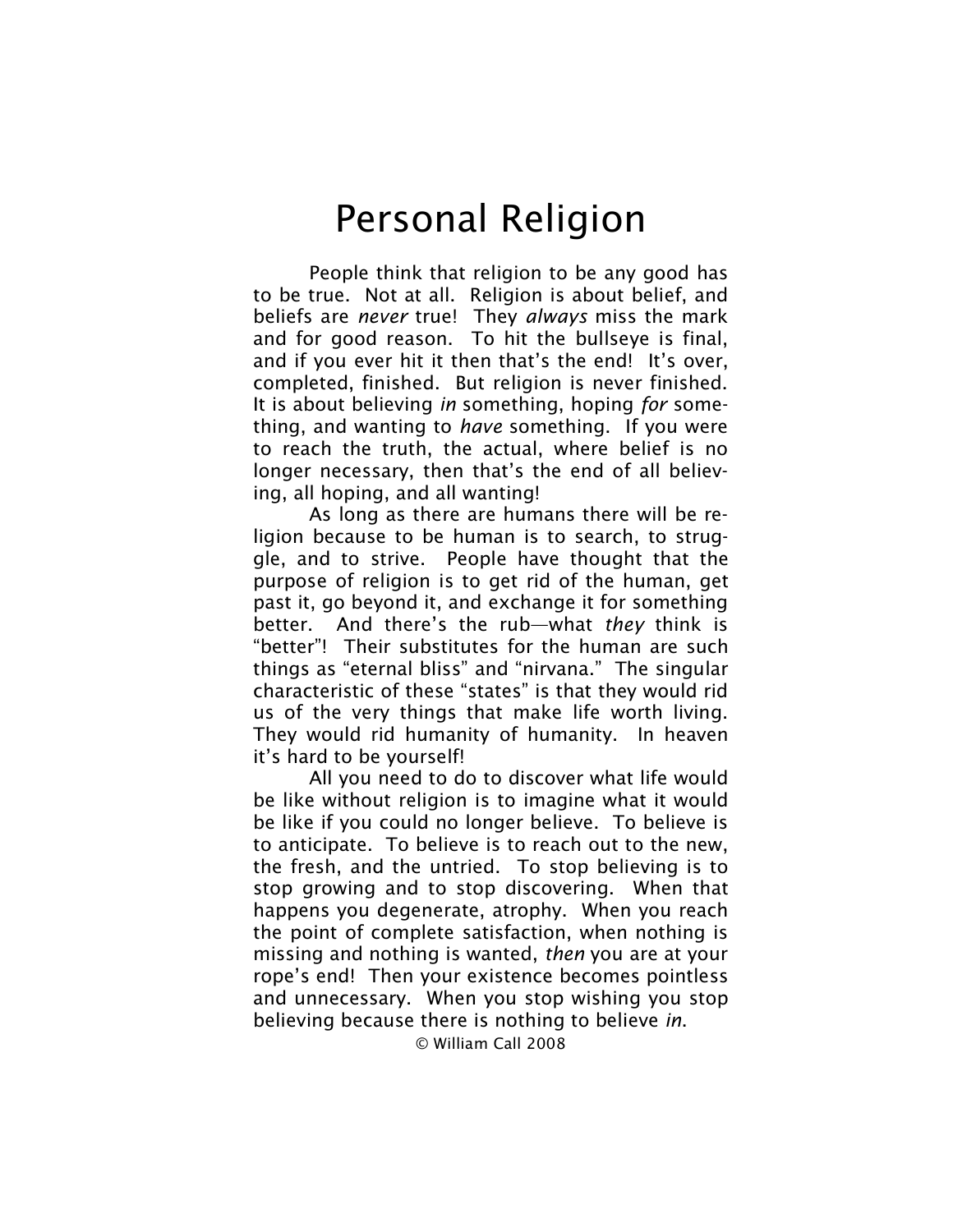# Personal Religion

People think that religion to be any good has to be true. Not at all. Religion is about belief, and beliefs are *never* true! They *always* miss the mark and for good reason. To hit the bullseye is final, and if you ever hit it then that's the end! It's over, completed, finished. But religion is never finished. It is about believing *in* something, hoping *for* something, and wanting to *have* something. If you were to reach the truth, the actual, where belief is no longer necessary, then that's the end of all believing, all hoping, and all wanting!

As long as there are humans there will be religion because to be human is to search, to struggle, and to strive. People have thought that the purpose of religion is to get rid of the human, get past it, go beyond it, and exchange it for something better. And there's the rub—what *they* think is "better"! Their substitutes for the human are such things as "eternal bliss" and "nirvana." The singular characteristic of these "states" is that they would rid us of the very things that make life worth living. They would rid humanity of humanity. In heaven it's hard to be yourself!

All you need to do to discover what life would be like without religion is to imagine what it would be like if you could no longer believe. To believe is to anticipate. To believe is to reach out to the new, the fresh, and the untried. To stop believing is to stop growing and to stop discovering. When that happens you degenerate, atrophy. When you reach the point of complete satisfaction, when nothing is missing and nothing is wanted, *then* you are at your rope's end! Then your existence becomes pointless and unnecessary. When you stop wishing you stop believing because there is nothing to believe *in*.

© William Call 2008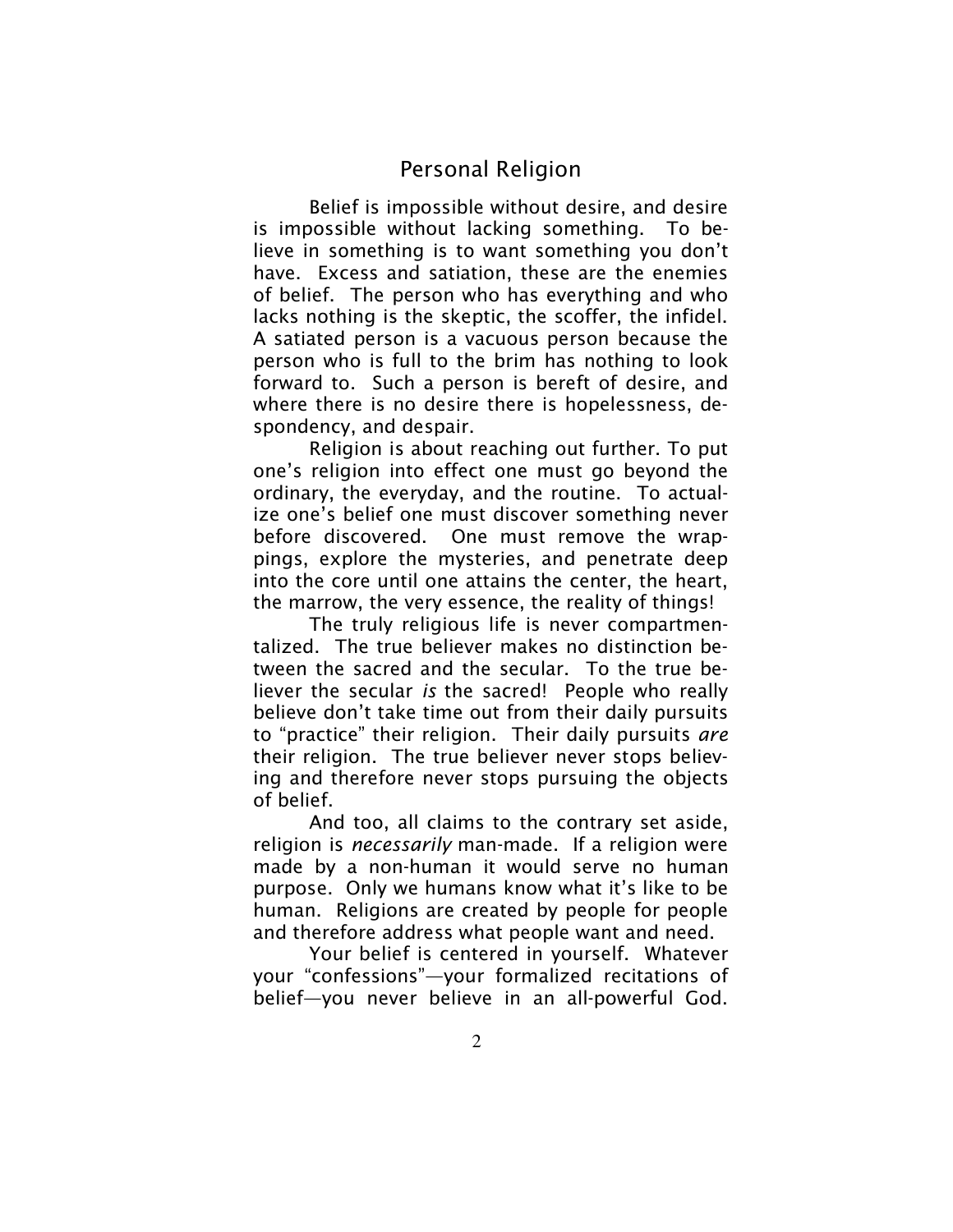## Personal Religion

Belief is impossible without desire, and desire is impossible without lacking something. To believe in something is to want something you don't have. Excess and satiation, these are the enemies of belief. The person who has everything and who lacks nothing is the skeptic, the scoffer, the infidel. A satiated person is a vacuous person because the person who is full to the brim has nothing to look forward to. Such a person is bereft of desire, and where there is no desire there is hopelessness, despondency, and despair.

Religion is about reaching out further. To put one's religion into effect one must go beyond the ordinary, the everyday, and the routine. To actualize one's belief one must discover something never before discovered. One must remove the wrappings, explore the mysteries, and penetrate deep into the core until one attains the center, the heart, the marrow, the very essence, the reality of things!

The truly religious life is never compartmentalized. The true believer makes no distinction between the sacred and the secular. To the true believer the secular *is* the sacred! People who really believe don't take time out from their daily pursuits to "practice" their religion. Their daily pursuits *are* their religion. The true believer never stops believing and therefore never stops pursuing the objects of belief.

And too, all claims to the contrary set aside, religion is *necessarily* man-made. If a religion were made by a non-human it would serve no human purpose. Only we humans know what it's like to be human. Religions are created by people for people and therefore address what people want and need.

Your belief is centered in yourself. Whatever your "confessions"—your formalized recitations of belief—you never believe in an all-powerful God.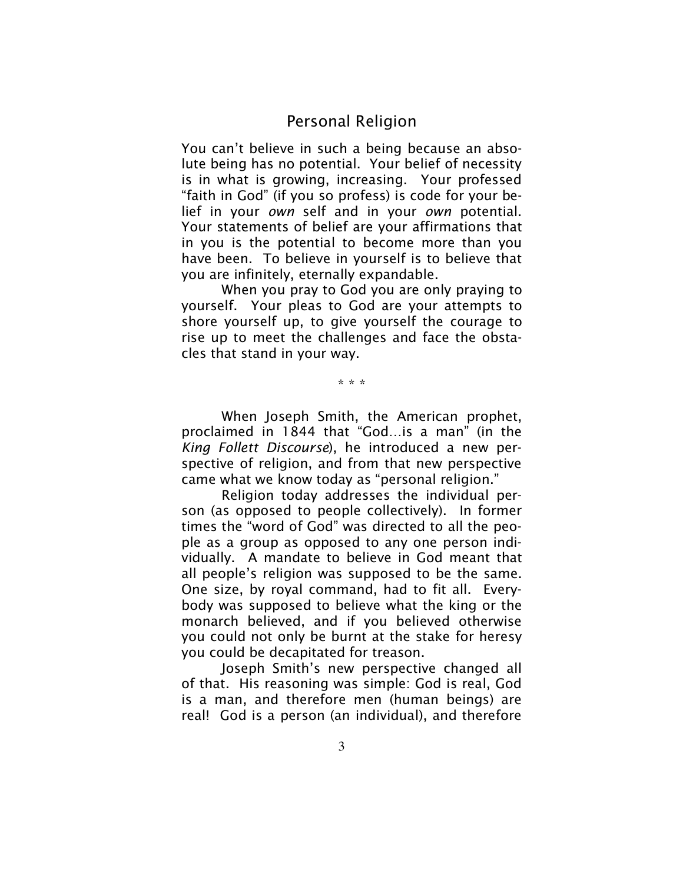## Personal Religion

You can't believe in such a being because an absolute being has no potential. Your belief of necessity is in what is growing, increasing. Your professed "faith in God" (if you so profess) is code for your belief in your *own* self and in your *own* potential. Your statements of belief are your affirmations that in you is the potential to become more than you have been. To believe in yourself is to believe that you are infinitely, eternally expandable.

When you pray to God you are only praying to yourself. Your pleas to God are your attempts to shore yourself up, to give yourself the courage to rise up to meet the challenges and face the obstacles that stand in your way.

\* \* \*

When Joseph Smith, the American prophet, proclaimed in 1844 that "God…is a man" (in the *King Follett Discourse*), he introduced a new perspective of religion, and from that new perspective came what we know today as "personal religion."

Religion today addresses the individual person (as opposed to people collectively). In former times the "word of God" was directed to all the people as a group as opposed to any one person individually. A mandate to believe in God meant that all people's religion was supposed to be the same. One size, by royal command, had to fit all. Everybody was supposed to believe what the king or the monarch believed, and if you believed otherwise you could not only be burnt at the stake for heresy you could be decapitated for treason.

Joseph Smith's new perspective changed all of that. His reasoning was simple: God is real, God is a man, and therefore men (human beings) are real! God is a person (an individual), and therefore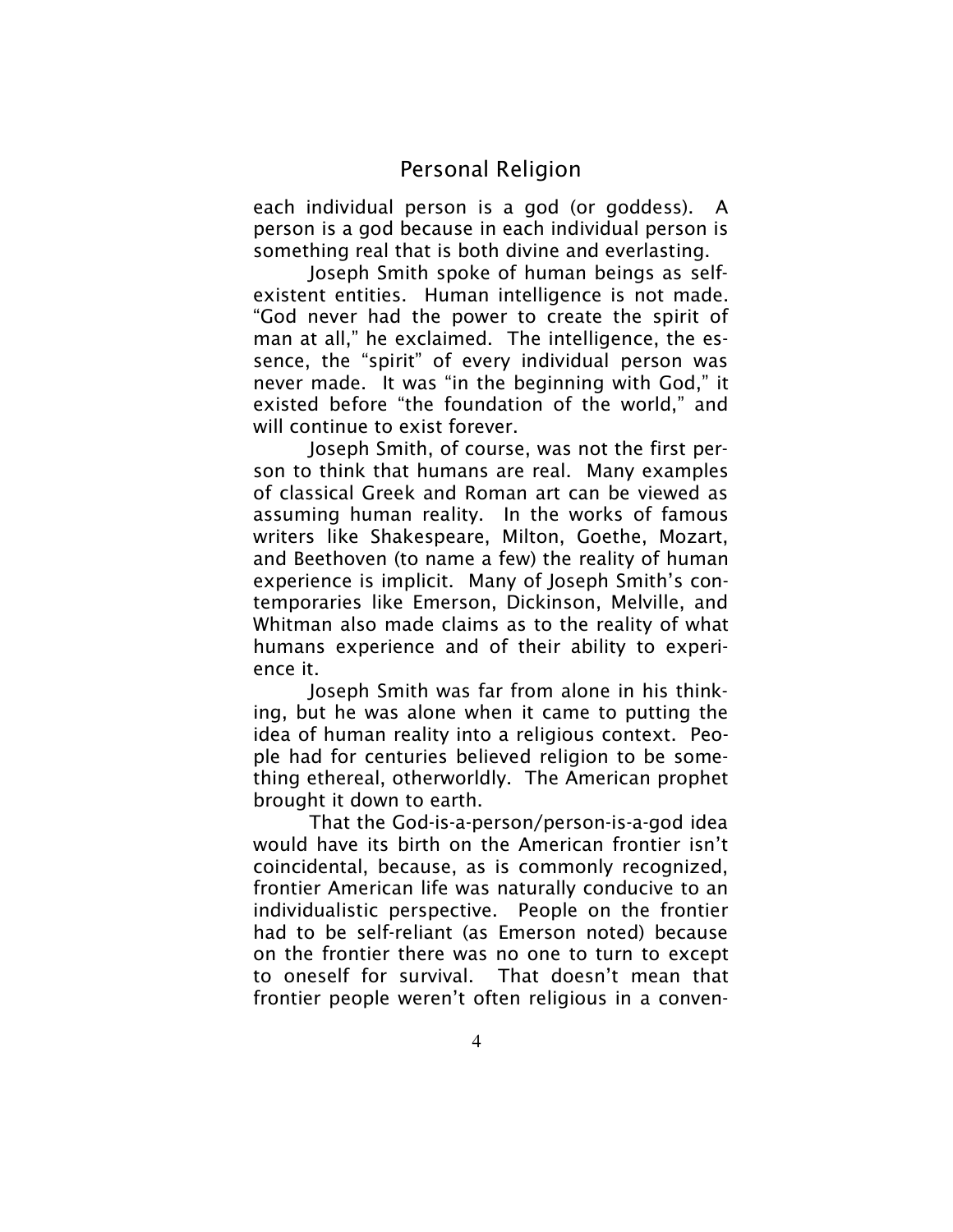each individual person is a god (or goddess). A person is a god because in each individual person is something real that is both divine and everlasting.

Joseph Smith spoke of human beings as self-existent entities. Human intelligence is not made. "God never had the power to create the spirit of man at all," he exclaimed. The intelligence, the essence, the "spirit" of every individual person was never made. It was "in the beginning with God," it existed before "the foundation of the world," and will continue to exist forever.

Joseph Smith, of course, was not the first person to think that humans are real. Many examples of classical Greek and Roman art can be viewed as assuming human reality. In the works of famous writers like Shakespeare, Milton, Goethe, Mozart, and Beethoven (to name a few) the reality of human experience is implicit. Many of Joseph Smith's contemporaries like Emerson, Dickinson, Melville, and Whitman also made claims as to the reality of what humans experience and of their ability to experience it.

Joseph Smith was far from alone in his thinking, but he was alone when it came to putting the idea of human reality into a religious context. People had for centuries believed religion to be something ethereal, otherworldly. The American prophet brought it down to earth.

That the God-is-a-person/person-is-a-god idea would have its birth on the American frontier isn't coincidental, because, as is commonly recognized, frontier American life was naturally conducive to an individualistic perspective. People on the frontier had to be self-reliant (as Emerson noted) because on the frontier there was no one to turn to except to oneself for survival. That doesn't mean that frontier people weren't often religious in a conven-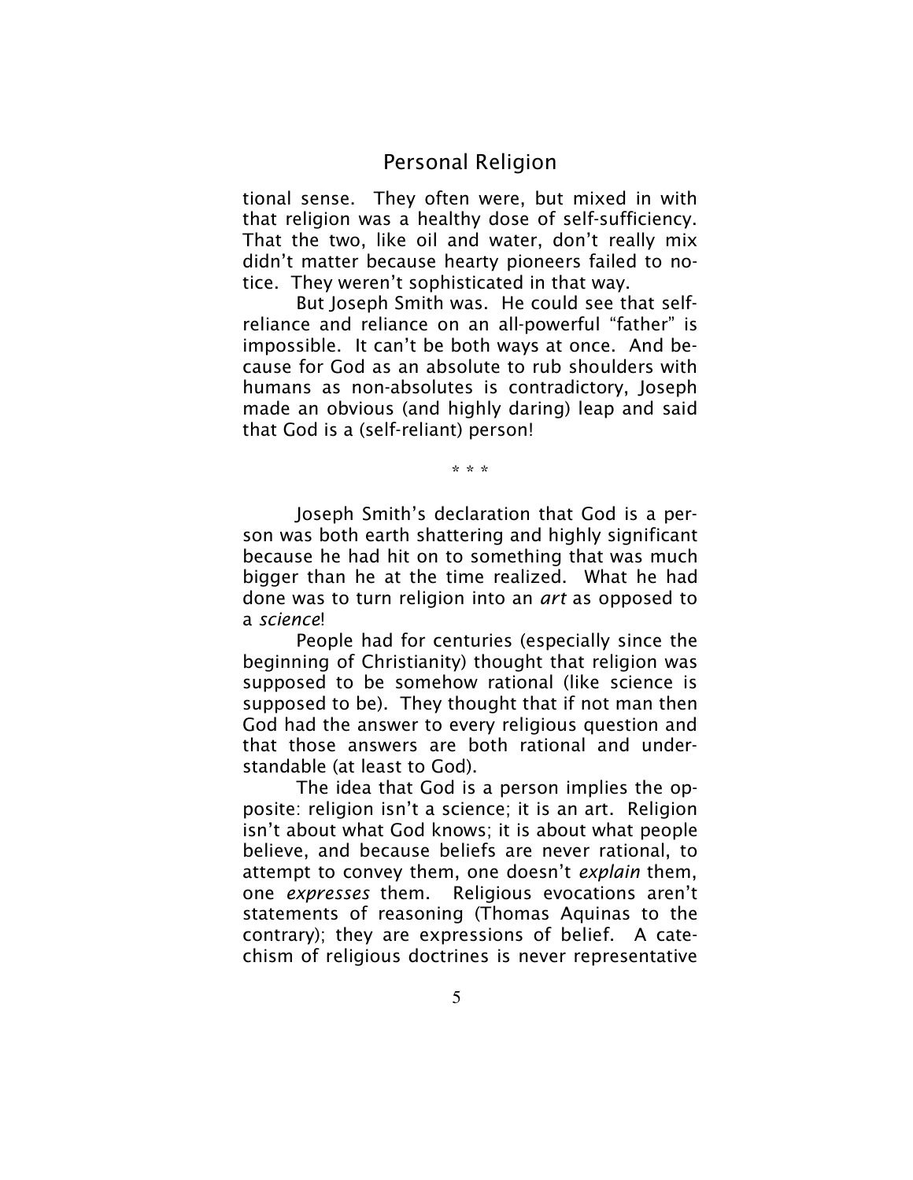tional sense. They often were, but mixed in with that religion was a healthy dose of self-sufficiency. That the two, like oil and water, don't really mix didn't matter because hearty pioneers failed to notice. They weren't sophisticated in that way.

But Joseph Smith was. He could see that self-reliance and reliance on an all-powerful "father" is impossible. It can't be both ways at once. And because for God as an absolute to rub shoulders with humans as non-absolutes is contradictory, Joseph made an obvious (and highly daring) leap and said that God is a (self-reliant) person!

\* \* \*

Joseph Smith's declaration that God is a person was both earth shattering and highly significant because he had hit on to something that was much bigger than he at the time realized. What he had done was to turn religion into an *art* as opposed to a *science*!

People had for centuries (especially since the beginning of Christianity) thought that religion was supposed to be somehow rational (like science is supposed to be). They thought that if not man then God had the answer to every religious question and that those answers are both rational and understandable (at least to God).

The idea that God is a person implies the opposite: religion isn't a science; it is an art. Religion isn't about what God knows; it is about what people believe, and because beliefs are never rational, to attempt to convey them, one doesn't *explain* them, one *expresses* them. Religious evocations aren't statements of reasoning (Thomas Aquinas to the contrary); they are expressions of belief. A catechism of religious doctrines is never representative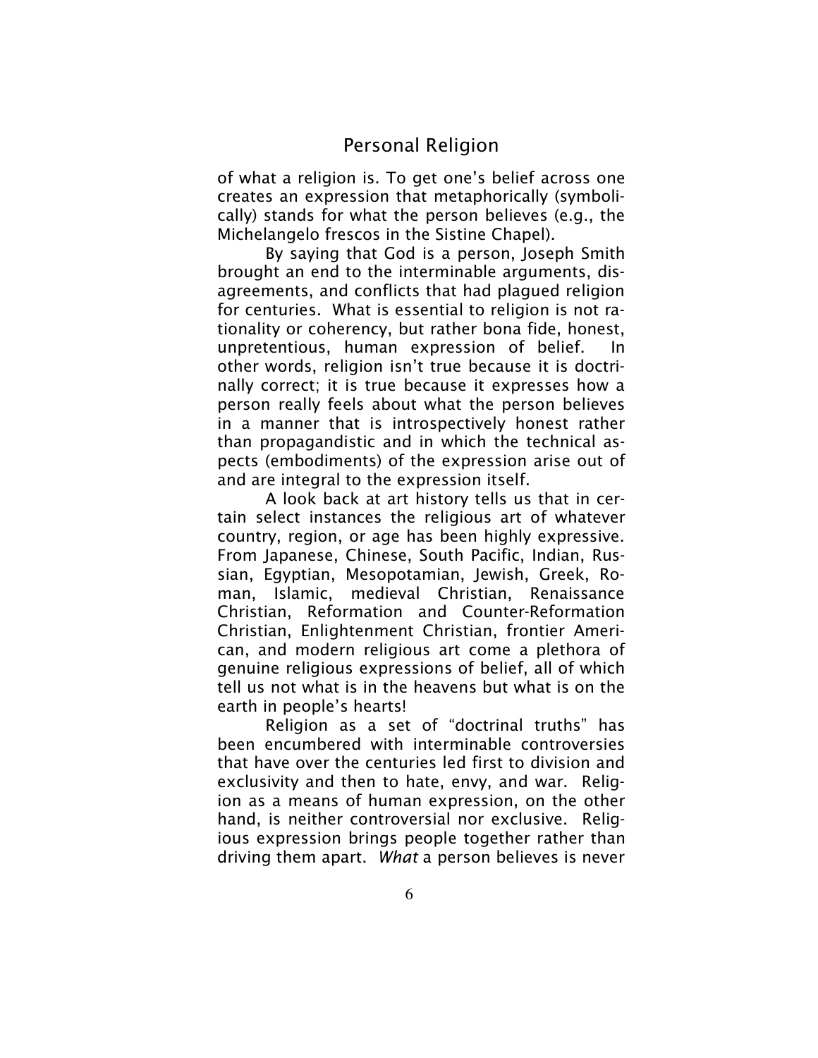of what a religion is. To get one's belief across one creates an expression that metaphorically (symbolically) stands for what the person believes (e.g., the Michelangelo frescos in the Sistine Chapel).

By saying that God is a person, Joseph Smith brought an end to the interminable arguments, disagreements, and conflicts that had plagued religion for centuries. What is essential to religion is not rationality or coherency, but rather bona fide, honest, unpretentious, human expression of belief. In other words, religion isn't true because it is doctrinally correct; it is true because it expresses how a person really feels about what the person believes in a manner that is introspectively honest rather than propagandistic and in which the technical aspects (embodiments) of the expression arise out of and are integral to the expression itself.

A look back at art history tells us that in certain select instances the religious art of whatever country, region, or age has been highly expressive. From Japanese, Chinese, South Pacific, Indian, Russian, Egyptian, Mesopotamian, Jewish, Greek, Roman, Islamic, medieval Christian, Renaissance Christian, Reformation and Counter-Reformation Christian, Enlightenment Christian, frontier American, and modern religious art come a plethora of genuine religious expressions of belief, all of which tell us not what is in the heavens but what is on the earth in people's hearts!

Religion as a set of "doctrinal truths" has been encumbered with interminable controversies that have over the centuries led first to division and exclusivity and then to hate, envy, and war. Religion as a means of human expression, on the other hand, is neither controversial nor exclusive. Religious expression brings people together rather than driving them apart. *What* a person believes is never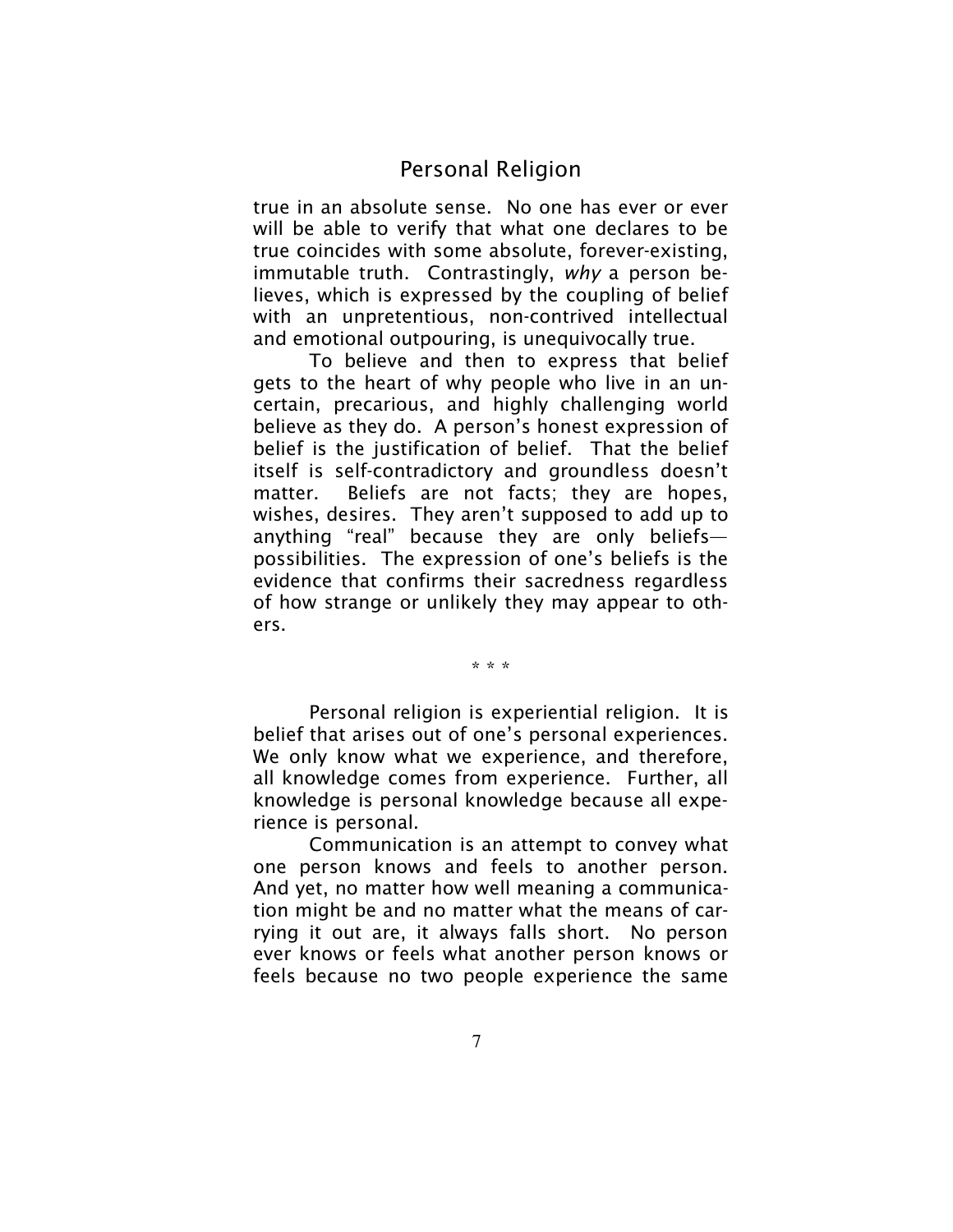true in an absolute sense. No one has ever or ever will be able to verify that what one declares to be true coincides with some absolute, forever-existing, immutable truth. Contrastingly, *why* a person believes, which is expressed by the coupling of belief with an unpretentious, non-contrived intellectual and emotional outpouring, is unequivocally true.

To believe and then to express that belief gets to the heart of why people who live in an uncertain, precarious, and highly challenging world believe as they do. A person's honest expression of belief is the justification of belief. That the belief itself is self-contradictory and groundless doesn't matter. Beliefs are not facts; they are hopes, wishes, desires. They aren't supposed to add up to anything "real" because they are only beliefs—possibilities. The expression of one's beliefs is the evidence that confirms their sacredness regardless of how strange or unlikely they may appear to others.

\* \* \*

Personal religion is experiential religion. It is belief that arises out of one's personal experiences. We only know what we experience, and therefore, all knowledge comes from experience. Further, all knowledge is personal knowledge because all experience is personal.

Communication is an attempt to convey what one person knows and feels to another person. And yet, no matter how well meaning a communication might be and no matter what the means of carrying it out are, it always falls short. No person ever knows or feels what another person knows or feels because no two people experience the same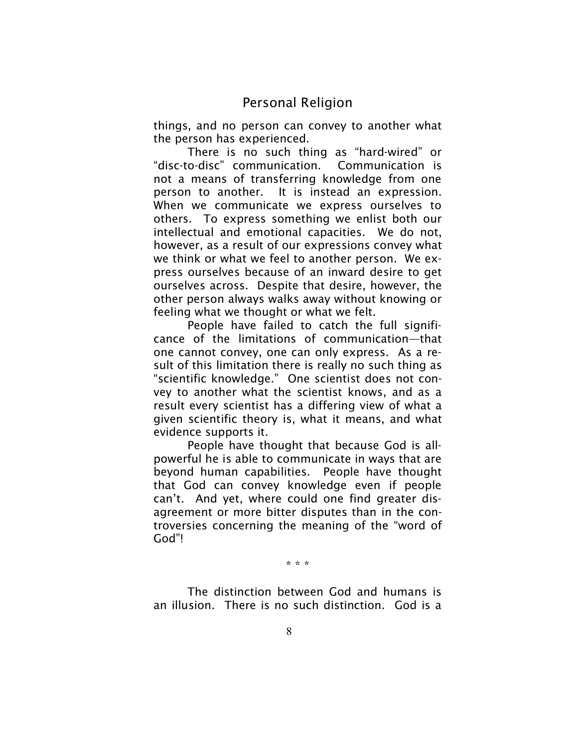things, and no person can convey to another what the person has experienced.

There is no such thing as "hard-wired" or "disc-to-disc" communication. Communication is not a means of transferring knowledge from one person to another. It is instead an expression. When we communicate we express ourselves to others. To express something we enlist both our intellectual and emotional capacities. We do not, however, as a result of our expressions convey what we think or what we feel to another person. We express ourselves because of an inward desire to get ourselves across. Despite that desire, however, the other person always walks away without knowing or feeling what we thought or what we felt.

People have failed to catch the full significance of the limitations of communication—that one cannot convey, one can only express. As a result of this limitation there is really no such thing as "scientific knowledge." One scientist does not convey to another what the scientist knows, and as a result every scientist has a differing view of what a given scientific theory is, what it means, and what evidence supports it.

People have thought that because God is all-powerful he is able to communicate in ways that are beyond human capabilities. People have thought that God can convey knowledge even if people can't. And yet, where could one find greater disagreement or more bitter disputes than in the controversies concerning the meaning of the "word of God"!

\* \* \*

The distinction between God and humans is an illusion. There is no such distinction. God is a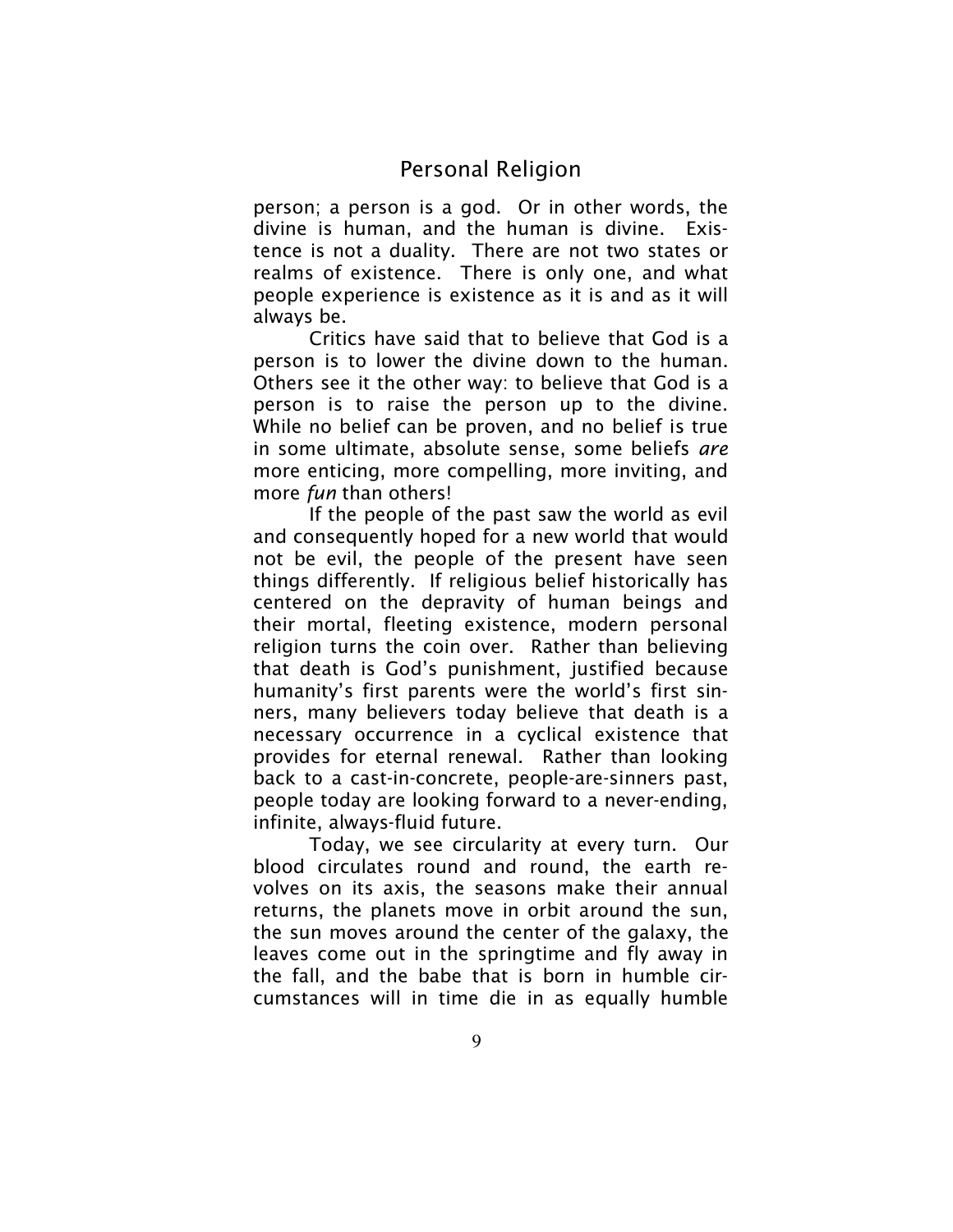person; a person is a god. Or in other words, the divine is human, and the human is divine. Existence is not a duality. There are not two states or realms of existence. There is only one, and what people experience is existence as it is and as it will always be.

Critics have said that to believe that God is a person is to lower the divine down to the human. Others see it the other way: to believe that God is a person is to raise the person up to the divine. While no belief can be proven, and no belief is true in some ultimate, absolute sense, some beliefs *are* more enticing, more compelling, more inviting, and more *fun* than others!

If the people of the past saw the world as evil and consequently hoped for a new world that would not be evil, the people of the present have seen things differently. If religious belief historically has centered on the depravity of human beings and their mortal, fleeting existence, modern personal religion turns the coin over. Rather than believing that death is God's punishment, justified because humanity's first parents were the world's first sinners, many believers today believe that death is a necessary occurrence in a cyclical existence that provides for eternal renewal. Rather than looking back to a cast-in-concrete, people-are-sinners past, people today are looking forward to a never-ending, infinite, always-fluid future.

Today, we see circularity at every turn. Our blood circulates round and round, the earth revolves on its axis, the seasons make their annual returns, the planets move in orbit around the sun, the sun moves around the center of the galaxy, the leaves come out in the springtime and fly away in the fall, and the babe that is born in humble circumstances will in time die in as equally humble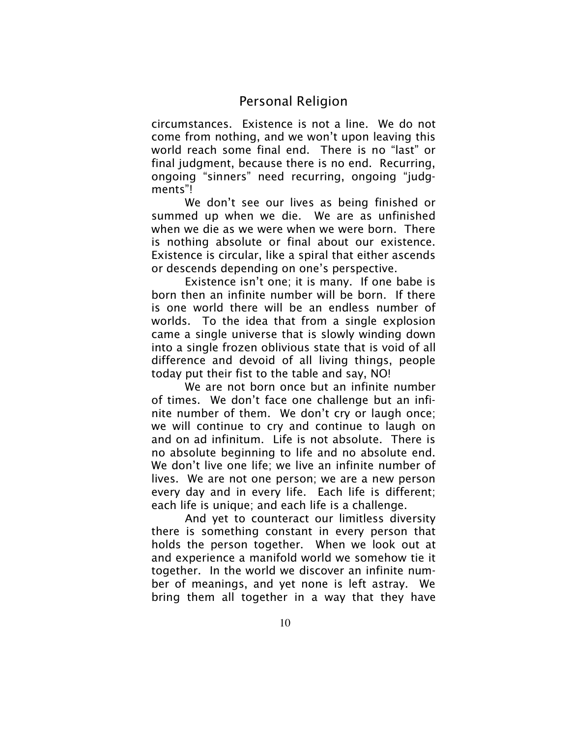circumstances. Existence is not a line. We do not come from nothing, and we won't upon leaving this world reach some final end. There is no "last" or final judgment, because there is no end. Recurring, ongoing "sinners" need recurring, ongoing "judgments"!

We don't see our lives as being finished or summed up when we die. We are as unfinished when we die as we were when we were born. There is nothing absolute or final about our existence. Existence is circular, like a spiral that either ascends or descends depending on one's perspective.

Existence isn't one; it is many. If one babe is born then an infinite number will be born. If there is one world there will be an endless number of worlds. To the idea that from a single explosion came a single universe that is slowly winding down into a single frozen oblivious state that is void of all difference and devoid of all living things, people today put their fist to the table and say, NO!

We are not born once but an infinite number of times. We don't face one challenge but an infinite number of them. We don't cry or laugh once; we will continue to cry and continue to laugh on and on ad infinitum. Life is not absolute. There is no absolute beginning to life and no absolute end. We don't live one life; we live an infinite number of lives. We are not one person; we are a new person every day and in every life. Each life is different; each life is unique; and each life is a challenge.

And yet to counteract our limitless diversity there is something constant in every person that holds the person together. When we look out at and experience a manifold world we somehow tie it together. In the world we discover an infinite number of meanings, and yet none is left astray. We bring them all together in a way that they have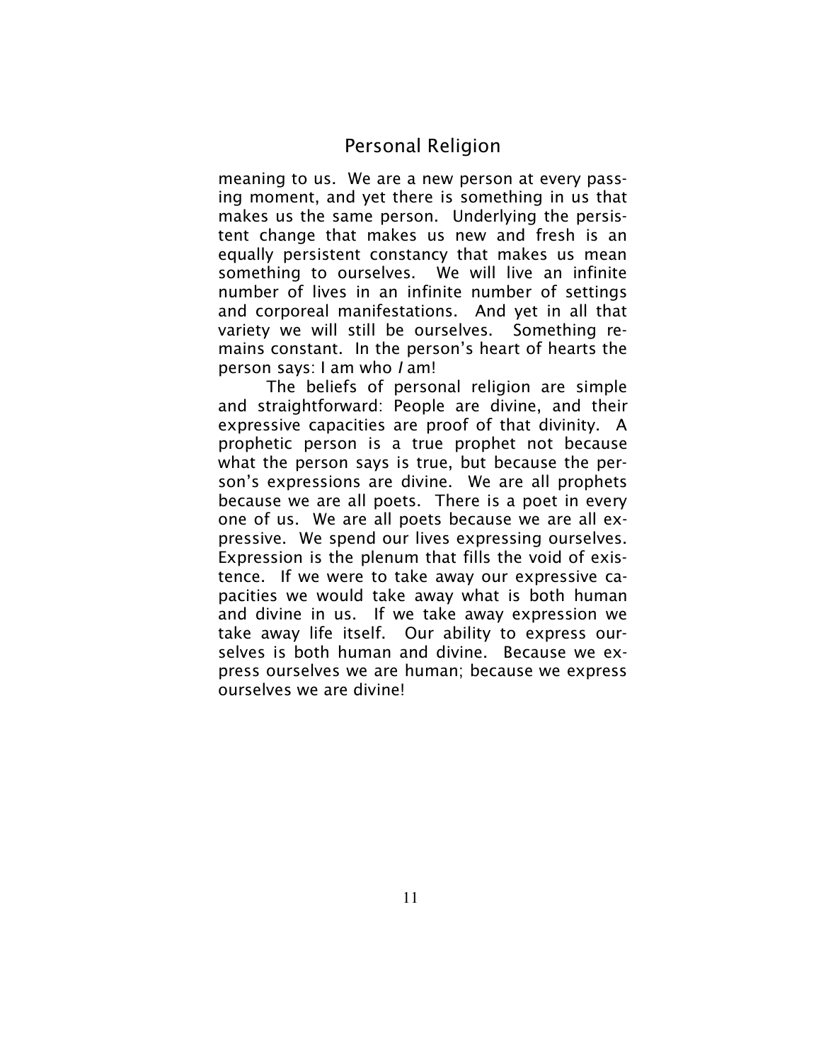meaning to us. We are a new person at every passing moment, and yet there is something in us that makes us the same person. Underlying the persistent change that makes us new and fresh is an equally persistent constancy that makes us mean something to ourselves. We will live an infinite number of lives in an infinite number of settings and corporeal manifestations. And yet in all that variety we will still be ourselves. Something remains constant. In the person's heart of hearts the person says: I am who *I* am!

The beliefs of personal religion are simple and straightforward: People are divine, and their expressive capacities are proof of that divinity. A prophetic person is a true prophet not because what the person says is true, but because the person's expressions are divine. We are all prophets because we are all poets. There is a poet in every one of us. We are all poets because we are all expressive. We spend our lives expressing ourselves. Expression is the plenum that fills the void of existence. If we were to take away our expressive capacities we would take away what is both human and divine in us. If we take away expression we take away life itself. Our ability to express ourselves is both human and divine. Because we express ourselves we are human; because we express ourselves we are divine!